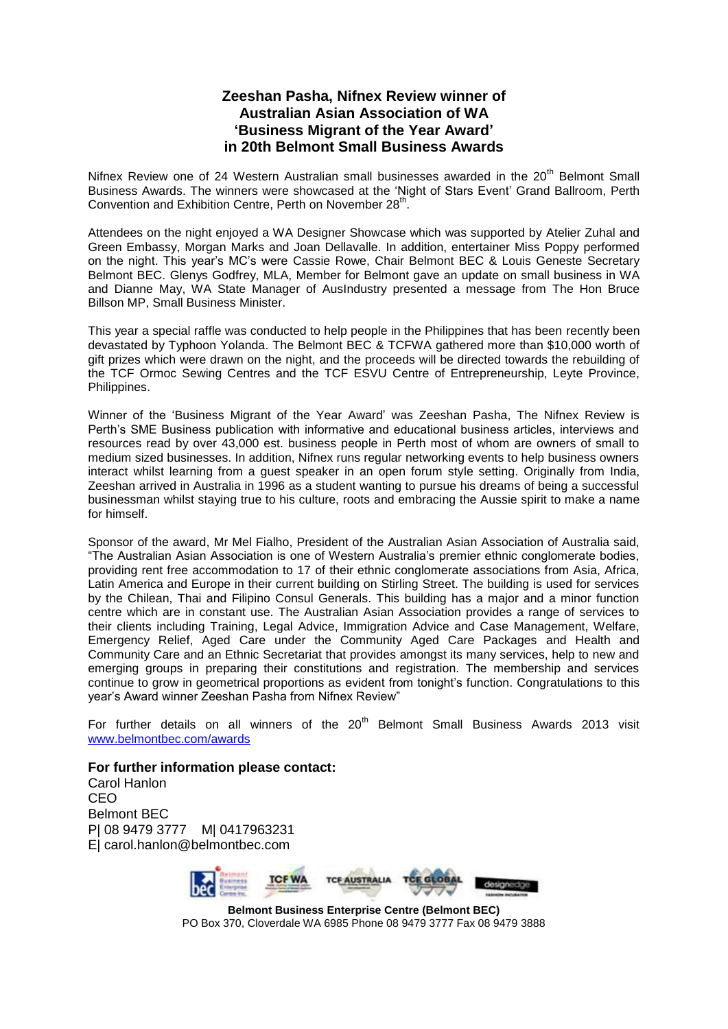# Zeeshan Pasha, Nifnex Review winner of Australian Asian Association of WA 'Business Migrant of the Year Award' in 20th Belmont Small Business Awards

Nifnex Review one of 24 Western Australian small businesses awarded in the 20th Belmont Small Business Awards. The winners were showcased at the 'Night of Stars Event' Grand Ballroom, Perth Convention and Exhibition Centre, Perth on November 28th.

Attendees on the night enjoyed a WA Designer Showcase which was supported by Atelier Zuhal and Green Embassy, Morgan Marks and Joan Dellavalle. In addition, entertainer Miss Poppy performed on the night. This year's MC's were Cassie Rowe, Chair Belmont BEC & Louis Geneste Secretary Belmont BEC. Glenys Godfrey, MLA, Member for Belmont gave an update on small business in WA and Dianne May, WA State Manager of AusIndustry presented a message from The Hon Bruce Billson MP, Small Business Minister.

This year a special raffle was conducted to help people in the Philippines that has been recently been devastated by Typhoon Yolanda. The Belmont BEC & TCFWA gathered more than $10,000 worth of gift prizes which were drawn on the night, and the proceeds will be directed towards the rebuilding of the TCF Ormoc Sewing Centres and the TCF ESVU Centre of Entrepreneurship, Leyte Province, Philippines.

Winner of the 'Business Migrant of the Year Award' was Zeeshan Pasha, The Nifnex Review is Perth's SME Business publication with informative and educational business articles, interviews and resources read by over 43,000 est. business people in Perth most of whom are owners of small to medium sized businesses. In addition, Nifnex runs regular networking events to help business owners interact whilst learning from a guest speaker in an open forum style setting. Originally from India, Zeeshan arrived in Australia in 1996 as a student wanting to pursue his dreams of being a successful businessman whilst staying true to his culture, roots and embracing the Aussie spirit to make a name for himself.

Sponsor of the award, Mr Mel Fialho, President of the Australian Asian Association of Australia said, "The Australian Asian Association is one of Western Australia's premier ethnic conglomerate bodies, providing rent free accommodation to 17 of their ethnic conglomerate associations from Asia, Africa, Latin America and Europe in their current building on Stirling Street. The building is used for services by the Chilean, Thai and Filipino Consul Generals. This building has a major and a minor function centre which are in constant use. The Australian Asian Association provides a range of services to their clients including Training, Legal Advice, Immigration Advice and Case Management, Welfare, Emergency Relief, Aged Care under the Community Aged Care Packages and Health and Community Care and an Ethnic Secretariat that provides amongst its many services, help to new and emerging groups in preparing their constitutions and registration. The membership and services continue to grow in geometrical proportions as evident from tonight's function. Congratulations to this year's Award winner Zeeshan Pasha from Nifnex Review"

For further details on all winners of the 20th Belmont Small Business Awards 2013 visit www.belmontbec.com/awards

**For further information please contact:**

Carol Hanlon
CEO
Belmont BEC
P| 08 9479 3777 M| 0417963231
E| carol.hanlon@belmontbec.com

**Belmont Business Enterprise Centre (Belmont BEC)**
PO Box 370, Cloverdale WA 6985 Phone 08 9479 3777 Fax 08 9479 3888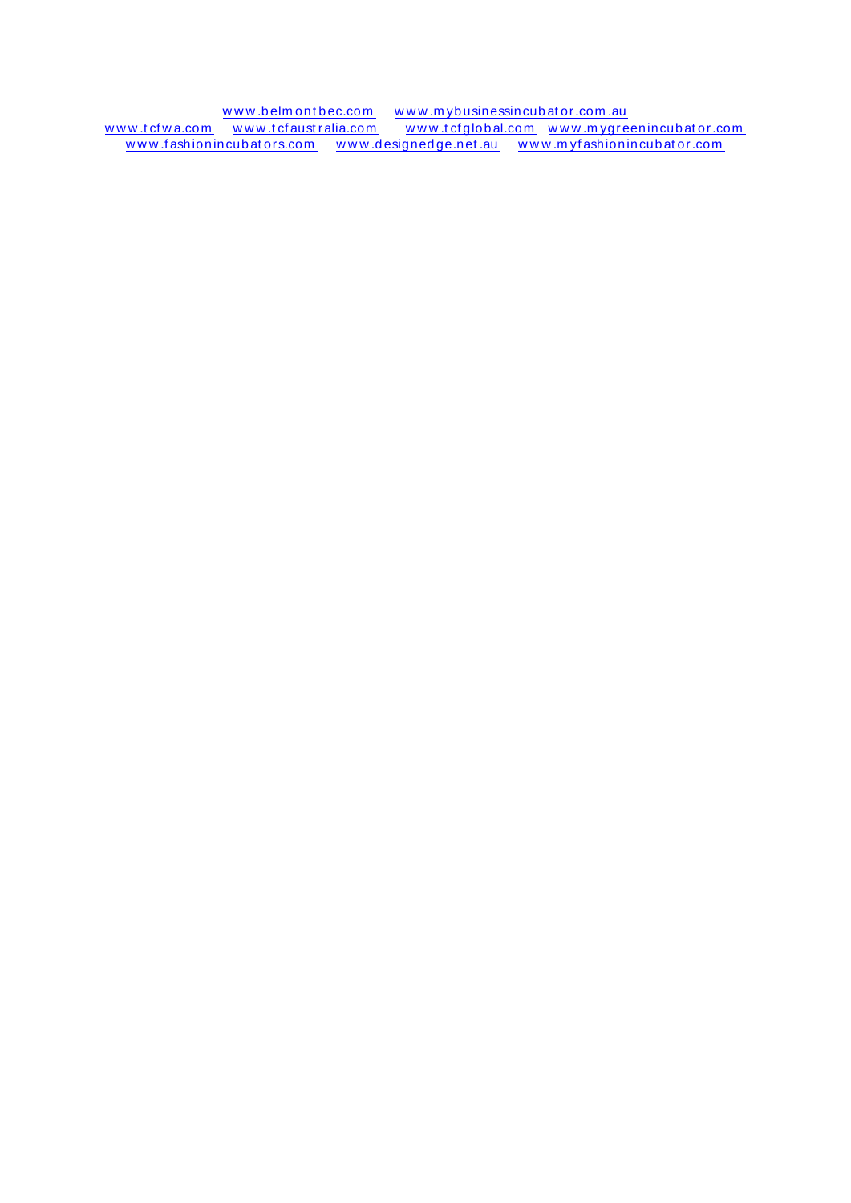www.belmontbec.com www.mybusinessincubator.com.au
www.tcfwa.com www.tcfaustralia.com www.tcfglobal.com www.mygreenincubator.com
www.fashionincubators.com www.designedge.net.au www.myfashionincubator.com